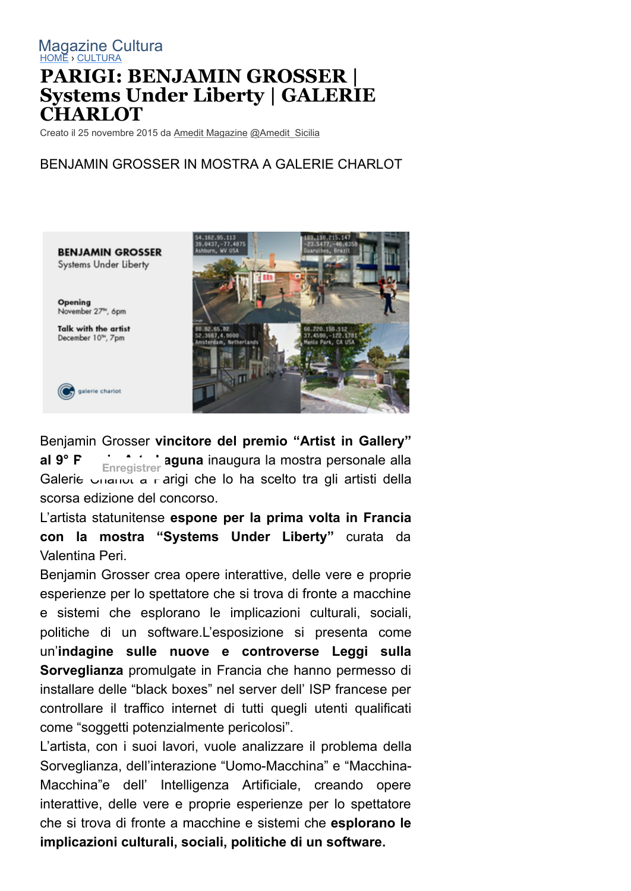Magazine Cultura

HOME › CULTURA

# PARIGI: BENJAMIN GROSSER | Systems Under Liberty | GALERIE CHARLOT

Creato il 25 novembre 2015 da Amedit Magazine @Amedit_Sicilia

BENJAMIN GROSSER IN MOSTRA A GALERIE CHARLOT

Benjamin Grosser **vincitore del premio "Artist in Gallery" al 9° Premio Arte Laguna** inaugura la mostra personale alla Galerie Charlot a Parigi che lo ha scelto tra gli artisti della scorsa edizione del concorso.

L'artista statunitense **espone per la prima volta in Francia con la mostra "Systems Under Liberty"** curata da Valentina Peri.

Benjamin Grosser crea opere interattive, delle vere e proprie esperienze per lo spettatore che si trova di fronte a macchine e sistemi che esplorano le implicazioni culturali, sociali, politiche di un software.L'esposizione si presenta come un'**indagine sulle nuove e controverse Leggi sulla Sorveglianza** promulgate in Francia che hanno permesso di installare delle "black boxes" nel server dell' ISP francese per controllare il traffico internet di tutti quegli utenti qualificati come "soggetti potenzialmente pericolosi".

L'artista, con i suoi lavori, vuole analizzare il problema della Sorveglianza, dell'interazione "Uomo-Macchina" e "Macchina-Macchina"e dell' Intelligenza Artificiale, creando opere interattive, delle vere e proprie esperienze per lo spettatore che si trova di fronte a macchine e sistemi che **esplorano le implicazioni culturali, sociali, politiche di un software.**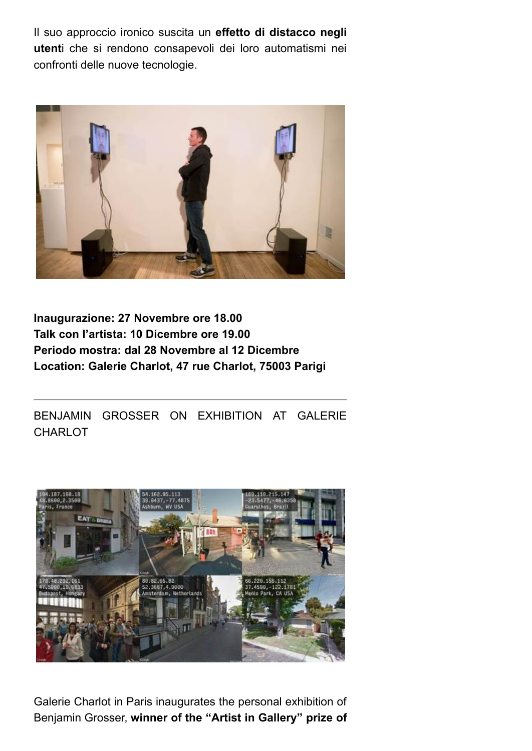Il suo approccio ironico suscita un **effetto di distacco negli utent**i che si rendono consapevoli dei loro automatismi nei confronti delle nuove tecnologie.

**Inaugurazione: 27 Novembre ore 18.00**
**Talk con l'artista: 10 Dicembre ore 19.00**
**Periodo mostra: dal 28 Novembre al 12 Dicembre**
**Location: Galerie Charlot, 47 rue Charlot, 75003 Parigi**

---

BENJAMIN GROSSER ON EXHIBITION AT GALERIE CHARLOT

Galerie Charlot in Paris inaugurates the personal exhibition of Benjamin Grosser, **winner of the "Artist in Gallery" prize of**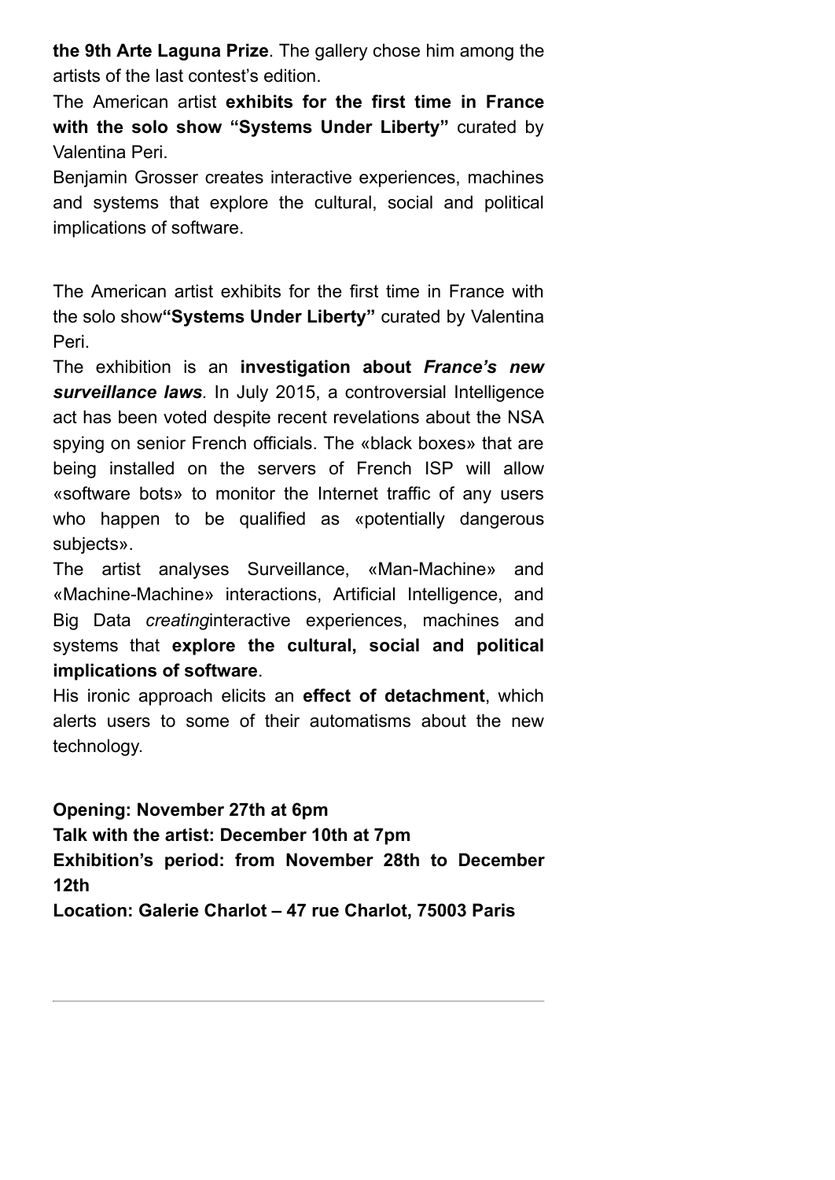**the 9th Arte Laguna Prize**. The gallery chose him among the artists of the last contest's edition.

The American artist **exhibits for the first time in France with the solo show "Systems Under Liberty"** curated by Valentina Peri.

Benjamin Grosser creates interactive experiences, machines and systems that explore the cultural, social and political implications of software.

The American artist exhibits for the first time in France with the solo show**"Systems Under Liberty"** curated by Valentina Peri.

The exhibition is an **investigation about *France's new surveillance laws***. In July 2015, a controversial Intelligence act has been voted despite recent revelations about the NSA spying on senior French officials. The «black boxes» that are being installed on the servers of French ISP will allow «software bots» to monitor the Internet traffic of any users who happen to be qualified as «potentially dangerous subjects».

The artist analyses Surveillance, «Man-Machine» and «Machine-Machine» interactions, Artificial Intelligence, and Big Data *creating*interactive experiences, machines and systems that **explore the cultural, social and political implications of software**.

His ironic approach elicits an **effect of detachment**, which alerts users to some of their automatisms about the new technology.

**Opening: November 27th at 6pm**

**Talk with the artist: December 10th at 7pm**

**Exhibition's period: from November 28th to December 12th**

**Location: Galerie Charlot – 47 rue Charlot, 75003 Paris**

---